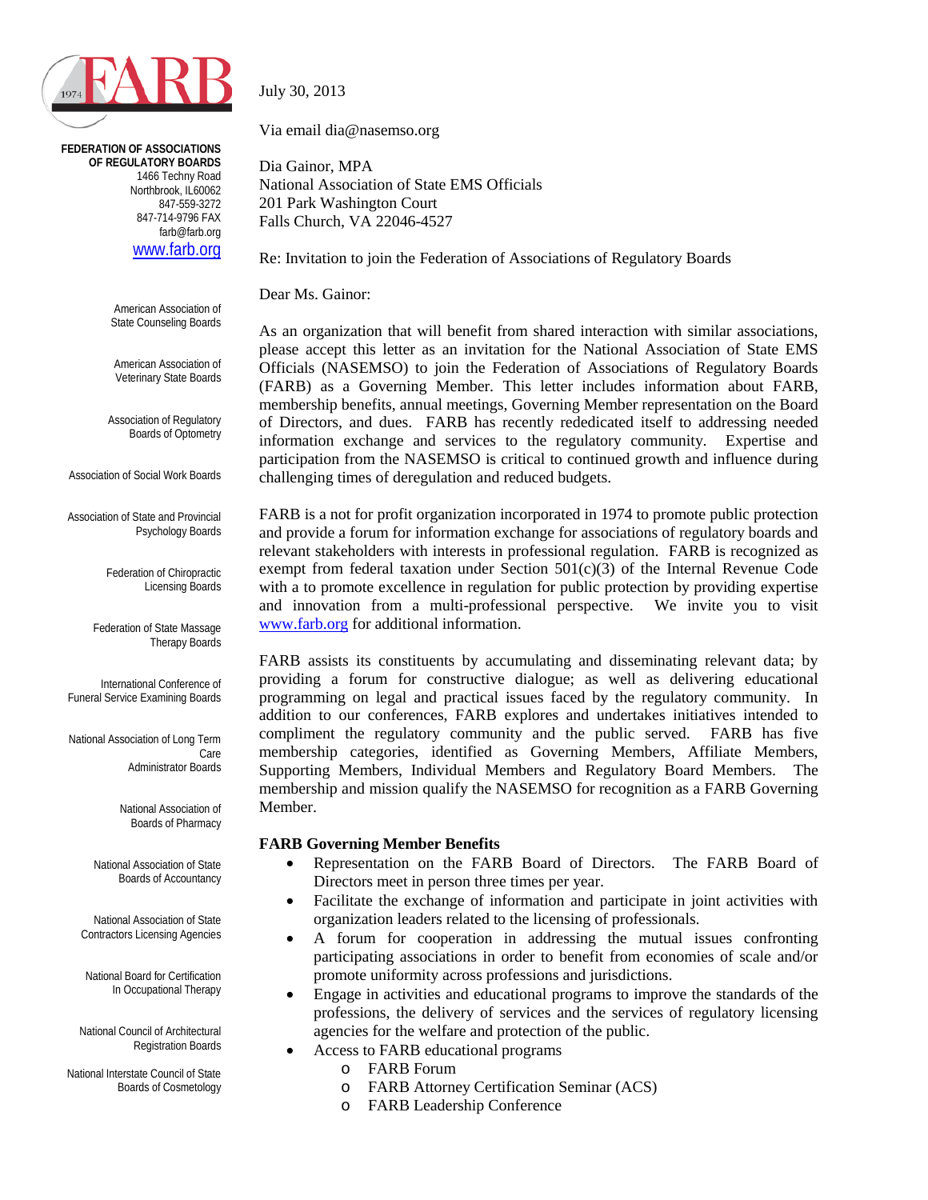FARB 1974

**FEDERATION OF ASSOCIATIONS OF REGULATORY BOARDS**
1466 Techny Road
Northbrook, IL60062
847-559-3272
847-714-9796 FAX
farb@farb.org
www.farb.org

American Association of State Counseling Boards

American Association of Veterinary State Boards

Association of Regulatory Boards of Optometry

Association of Social Work Boards

Association of State and Provincial Psychology Boards

Federation of Chiropractic Licensing Boards

Federation of State Massage Therapy Boards

International Conference of Funeral Service Examining Boards

National Association of Long Term Care Administrator Boards

National Association of Boards of Pharmacy

National Association of State Boards of Accountancy

National Association of State Contractors Licensing Agencies

National Board for Certification In Occupational Therapy

National Council of Architectural Registration Boards

National Interstate Council of State Boards of Cosmetology

July 30, 2013

Via email dia@nasemso.org

Dia Gainor, MPA
National Association of State EMS Officials
201 Park Washington Court
Falls Church, VA 22046-4527

Re: Invitation to join the Federation of Associations of Regulatory Boards

Dear Ms. Gainor:

As an organization that will benefit from shared interaction with similar associations, please accept this letter as an invitation for the National Association of State EMS Officials (NASEMSO) to join the Federation of Associations of Regulatory Boards (FARB) as a Governing Member. This letter includes information about FARB, membership benefits, annual meetings, Governing Member representation on the Board of Directors, and dues. FARB has recently rededicated itself to addressing needed information exchange and services to the regulatory community. Expertise and participation from the NASEMSO is critical to continued growth and influence during challenging times of deregulation and reduced budgets.

FARB is a not for profit organization incorporated in 1974 to promote public protection and provide a forum for information exchange for associations of regulatory boards and relevant stakeholders with interests in professional regulation. FARB is recognized as exempt from federal taxation under Section 501(c)(3) of the Internal Revenue Code with a to promote excellence in regulation for public protection by providing expertise and innovation from a multi-professional perspective. We invite you to visit www.farb.org for additional information.

FARB assists its constituents by accumulating and disseminating relevant data; by providing a forum for constructive dialogue; as well as delivering educational programming on legal and practical issues faced by the regulatory community. In addition to our conferences, FARB explores and undertakes initiatives intended to compliment the regulatory community and the public served. FARB has five membership categories, identified as Governing Members, Affiliate Members, Supporting Members, Individual Members and Regulatory Board Members. The membership and mission qualify the NASEMSO for recognition as a FARB Governing Member.

**FARB Governing Member Benefits**

- Representation on the FARB Board of Directors. The FARB Board of Directors meet in person three times per year.
- Facilitate the exchange of information and participate in joint activities with organization leaders related to the licensing of professionals.
- A forum for cooperation in addressing the mutual issues confronting participating associations in order to benefit from economies of scale and/or promote uniformity across professions and jurisdictions.
- Engage in activities and educational programs to improve the standards of the professions, the delivery of services and the services of regulatory licensing agencies for the welfare and protection of the public.
- Access to FARB educational programs
  - FARB Forum
  - FARB Attorney Certification Seminar (ACS)
  - FARB Leadership Conference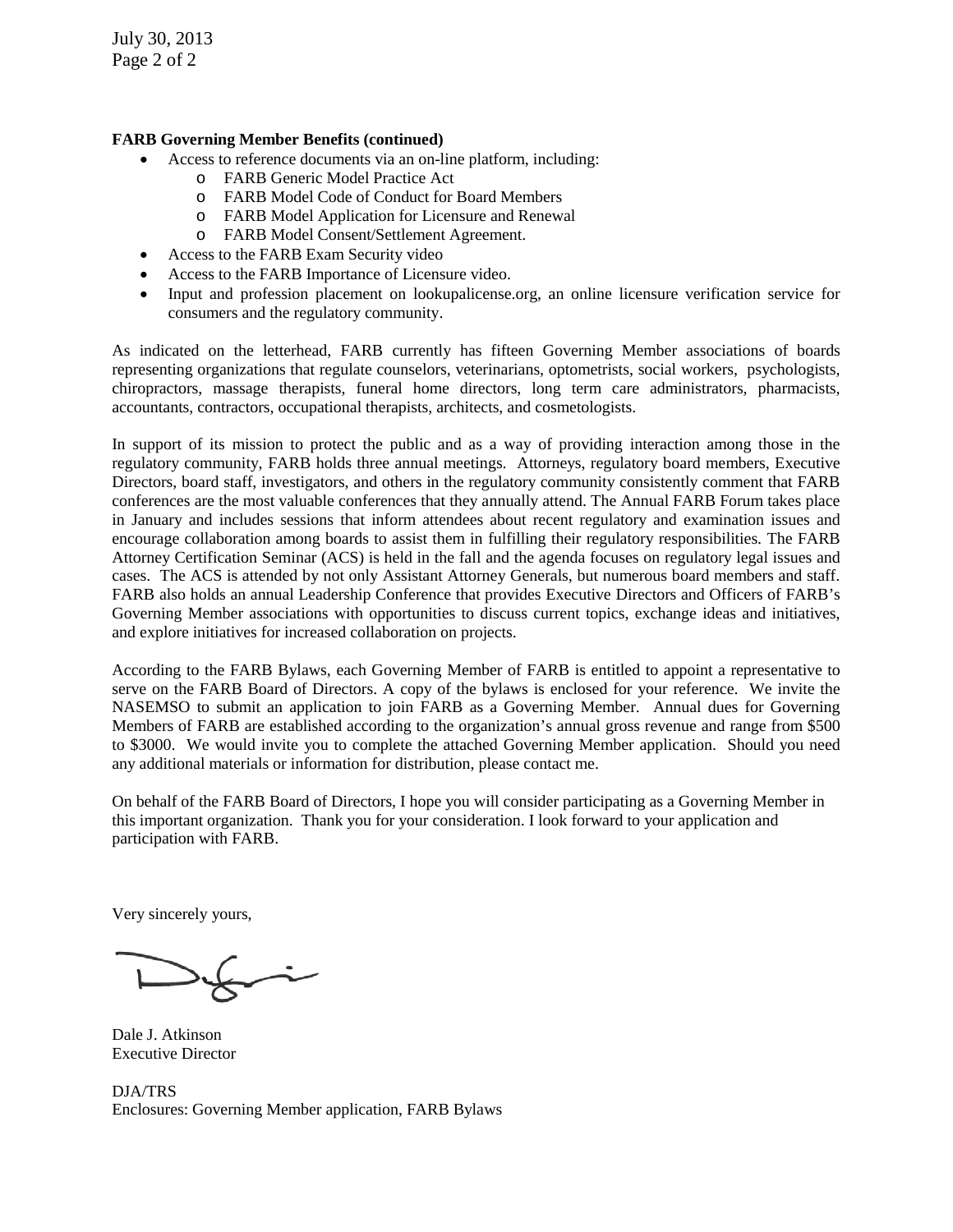**FARB Governing Member Benefits (continued)**

- Access to reference documents via an on-line platform, including:
  - FARB Generic Model Practice Act
  - FARB Model Code of Conduct for Board Members
  - FARB Model Application for Licensure and Renewal
  - FARB Model Consent/Settlement Agreement.
- Access to the FARB Exam Security video
- Access to the FARB Importance of Licensure video.
- Input and profession placement on lookupalicense.org, an online licensure verification service for consumers and the regulatory community.

As indicated on the letterhead, FARB currently has fifteen Governing Member associations of boards representing organizations that regulate counselors, veterinarians, optometrists, social workers, psychologists, chiropractors, massage therapists, funeral home directors, long term care administrators, pharmacists, accountants, contractors, occupational therapists, architects, and cosmetologists.

In support of its mission to protect the public and as a way of providing interaction among those in the regulatory community, FARB holds three annual meetings. Attorneys, regulatory board members, Executive Directors, board staff, investigators, and others in the regulatory community consistently comment that FARB conferences are the most valuable conferences that they annually attend. The Annual FARB Forum takes place in January and includes sessions that inform attendees about recent regulatory and examination issues and encourage collaboration among boards to assist them in fulfilling their regulatory responsibilities. The FARB Attorney Certification Seminar (ACS) is held in the fall and the agenda focuses on regulatory legal issues and cases. The ACS is attended by not only Assistant Attorney Generals, but numerous board members and staff. FARB also holds an annual Leadership Conference that provides Executive Directors and Officers of FARB's Governing Member associations with opportunities to discuss current topics, exchange ideas and initiatives, and explore initiatives for increased collaboration on projects.

According to the FARB Bylaws, each Governing Member of FARB is entitled to appoint a representative to serve on the FARB Board of Directors. A copy of the bylaws is enclosed for your reference. We invite the NASEMSO to submit an application to join FARB as a Governing Member. Annual dues for Governing Members of FARB are established according to the organization's annual gross revenue and range from $500 to $3000. We would invite you to complete the attached Governing Member application. Should you need any additional materials or information for distribution, please contact me.

On behalf of the FARB Board of Directors, I hope you will consider participating as a Governing Member in this important organization. Thank you for your consideration. I look forward to your application and participation with FARB.

Very sincerely yours,

Dale J. Atkinson
Executive Director

DJA/TRS
Enclosures: Governing Member application, FARB Bylaws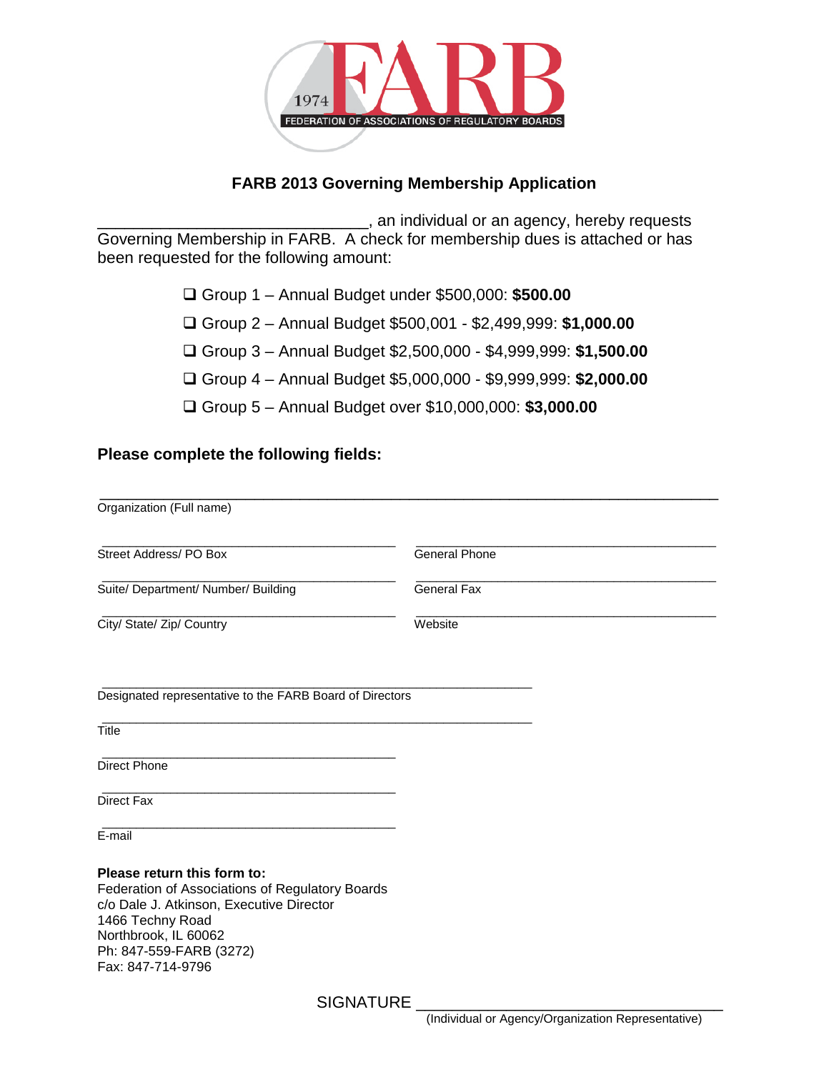FARB

1974

FEDERATION OF ASSOCIATIONS OF REGULATORY BOARDS

## FARB 2013 Governing Membership Application

______________________________, an individual or an agency, hereby requests Governing Membership in FARB. A check for membership dues is attached or has been requested for the following amount:

- ☐ Group 1 – Annual Budget under $500,000: **$500.00**
- ☐ Group 2 – Annual Budget $500,001 - $2,499,999: **$1,000.00**
- ☐ Group 3 – Annual Budget $2,500,000 - $4,999,999: **$1,500.00**
- ☐ Group 4 – Annual Budget $5,000,000 - $9,999,999: **$2,000.00**
- ☐ Group 5 – Annual Budget over $10,000,000: **$3,000.00**

### Please complete the following fields:

______________________________________________________________
Organization (Full name)

______________________________ ______________________________
Street Address/ PO Box General Phone

______________________________ ______________________________
Suite/ Department/ Number/ Building General Fax

______________________________ ______________________________
City/ State/ Zip/ Country Website

____________________________________________
Designated representative to the FARB Board of Directors

____________________________________________
Title

______________________________
Direct Phone

______________________________
Direct Fax

______________________________
E-mail

**Please return this form to:**
Federation of Associations of Regulatory Boards
c/o Dale J. Atkinson, Executive Director
1466 Techny Road
Northbrook, IL 60062
Ph: 847-559-FARB (3272)
Fax: 847-714-9796

SIGNATURE ______________________________
(Individual or Agency/Organization Representative)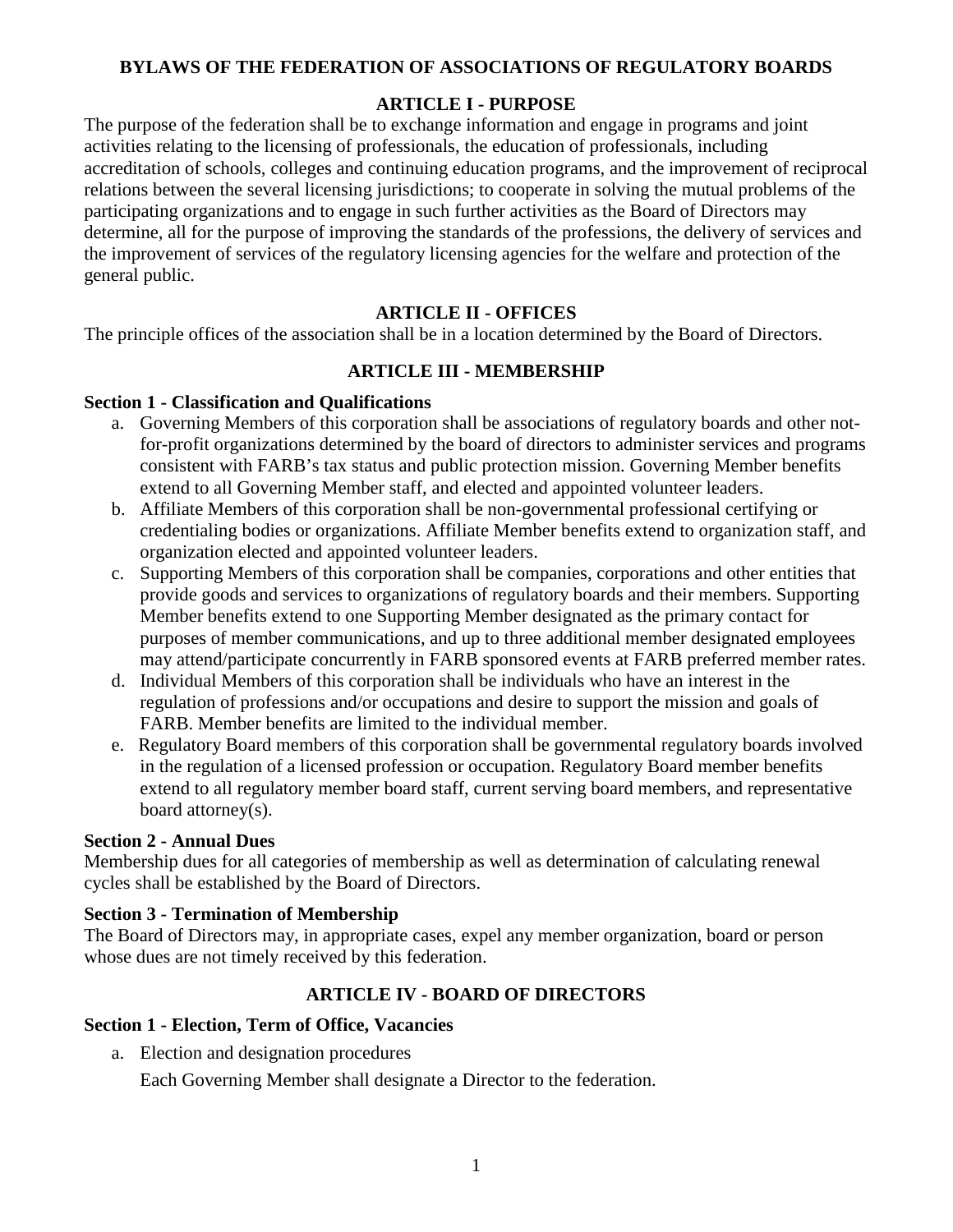# BYLAWS OF THE FEDERATION OF ASSOCIATIONS OF REGULATORY BOARDS

## ARTICLE I - PURPOSE

The purpose of the federation shall be to exchange information and engage in programs and joint activities relating to the licensing of professionals, the education of professionals, including accreditation of schools, colleges and continuing education programs, and the improvement of reciprocal relations between the several licensing jurisdictions; to cooperate in solving the mutual problems of the participating organizations and to engage in such further activities as the Board of Directors may determine, all for the purpose of improving the standards of the professions, the delivery of services and the improvement of services of the regulatory licensing agencies for the welfare and protection of the general public.

## ARTICLE II - OFFICES

The principle offices of the association shall be in a location determined by the Board of Directors.

## ARTICLE III - MEMBERSHIP

### Section 1 - Classification and Qualifications

a. Governing Members of this corporation shall be associations of regulatory boards and other not-for-profit organizations determined by the board of directors to administer services and programs consistent with FARB's tax status and public protection mission. Governing Member benefits extend to all Governing Member staff, and elected and appointed volunteer leaders.
b. Affiliate Members of this corporation shall be non-governmental professional certifying or credentialing bodies or organizations. Affiliate Member benefits extend to organization staff, and organization elected and appointed volunteer leaders.
c. Supporting Members of this corporation shall be companies, corporations and other entities that provide goods and services to organizations of regulatory boards and their members. Supporting Member benefits extend to one Supporting Member designated as the primary contact for purposes of member communications, and up to three additional member designated employees may attend/participate concurrently in FARB sponsored events at FARB preferred member rates.
d. Individual Members of this corporation shall be individuals who have an interest in the regulation of professions and/or occupations and desire to support the mission and goals of FARB. Member benefits are limited to the individual member.
e. Regulatory Board members of this corporation shall be governmental regulatory boards involved in the regulation of a licensed profession or occupation. Regulatory Board member benefits extend to all regulatory member board staff, current serving board members, and representative board attorney(s).

### Section 2 - Annual Dues

Membership dues for all categories of membership as well as determination of calculating renewal cycles shall be established by the Board of Directors.

### Section 3 - Termination of Membership

The Board of Directors may, in appropriate cases, expel any member organization, board or person whose dues are not timely received by this federation.

## ARTICLE IV - BOARD OF DIRECTORS

### Section 1 - Election, Term of Office, Vacancies

a. Election and designation procedures

   Each Governing Member shall designate a Director to the federation.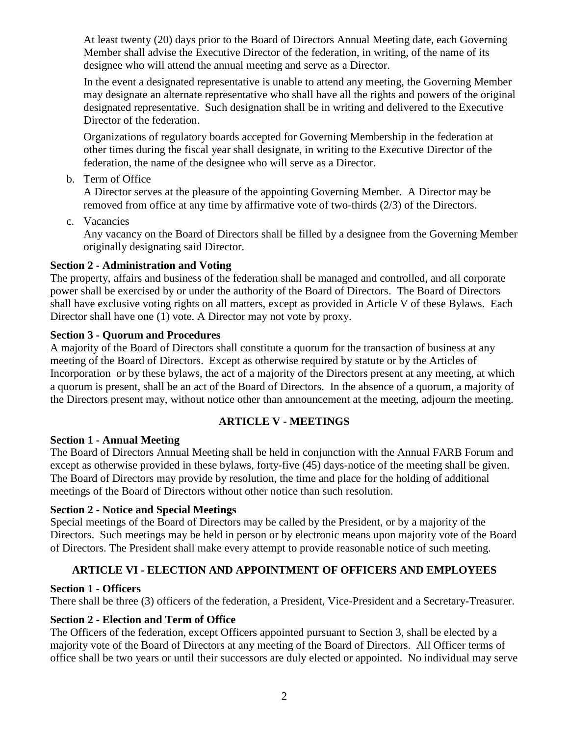At least twenty (20) days prior to the Board of Directors Annual Meeting date, each Governing Member shall advise the Executive Director of the federation, in writing, of the name of its designee who will attend the annual meeting and serve as a Director.

In the event a designated representative is unable to attend any meeting, the Governing Member may designate an alternate representative who shall have all the rights and powers of the original designated representative. Such designation shall be in writing and delivered to the Executive Director of the federation.

Organizations of regulatory boards accepted for Governing Membership in the federation at other times during the fiscal year shall designate, in writing to the Executive Director of the federation, the name of the designee who will serve as a Director.

b. Term of Office

A Director serves at the pleasure of the appointing Governing Member. A Director may be removed from office at any time by affirmative vote of two-thirds (2/3) of the Directors.

c. Vacancies

Any vacancy on the Board of Directors shall be filled by a designee from the Governing Member originally designating said Director.

**Section 2 - Administration and Voting**

The property, affairs and business of the federation shall be managed and controlled, and all corporate power shall be exercised by or under the authority of the Board of Directors. The Board of Directors shall have exclusive voting rights on all matters, except as provided in Article V of these Bylaws. Each Director shall have one (1) vote. A Director may not vote by proxy.

**Section 3 - Quorum and Procedures**

A majority of the Board of Directors shall constitute a quorum for the transaction of business at any meeting of the Board of Directors. Except as otherwise required by statute or by the Articles of Incorporation or by these bylaws, the act of a majority of the Directors present at any meeting, at which a quorum is present, shall be an act of the Board of Directors. In the absence of a quorum, a majority of the Directors present may, without notice other than announcement at the meeting, adjourn the meeting.

## ARTICLE V - MEETINGS

**Section 1 - Annual Meeting**

The Board of Directors Annual Meeting shall be held in conjunction with the Annual FARB Forum and except as otherwise provided in these bylaws, forty-five (45) days-notice of the meeting shall be given. The Board of Directors may provide by resolution, the time and place for the holding of additional meetings of the Board of Directors without other notice than such resolution.

**Section 2 - Notice and Special Meetings**

Special meetings of the Board of Directors may be called by the President, or by a majority of the Directors. Such meetings may be held in person or by electronic means upon majority vote of the Board of Directors. The President shall make every attempt to provide reasonable notice of such meeting.

## ARTICLE VI - ELECTION AND APPOINTMENT OF OFFICERS AND EMPLOYEES

**Section 1 - Officers**

There shall be three (3) officers of the federation, a President, Vice-President and a Secretary-Treasurer.

**Section 2 - Election and Term of Office**

The Officers of the federation, except Officers appointed pursuant to Section 3, shall be elected by a majority vote of the Board of Directors at any meeting of the Board of Directors. All Officer terms of office shall be two years or until their successors are duly elected or appointed. No individual may serve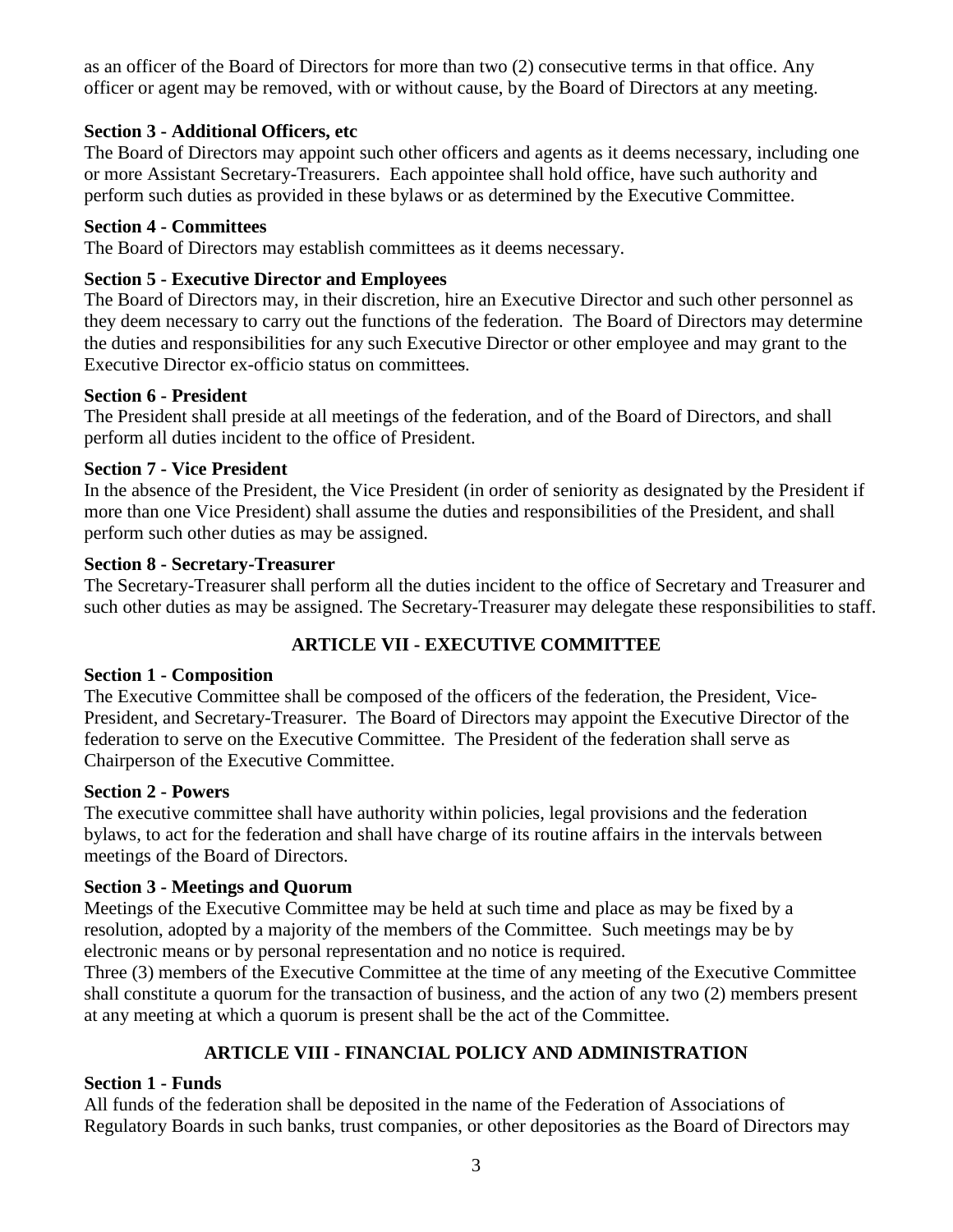as an officer of the Board of Directors for more than two (2) consecutive terms in that office. Any officer or agent may be removed, with or without cause, by the Board of Directors at any meeting.

**Section 3 - Additional Officers, etc**

The Board of Directors may appoint such other officers and agents as it deems necessary, including one or more Assistant Secretary-Treasurers. Each appointee shall hold office, have such authority and perform such duties as provided in these bylaws or as determined by the Executive Committee.

**Section 4 - Committees**

The Board of Directors may establish committees as it deems necessary.

**Section 5 - Executive Director and Employees**

The Board of Directors may, in their discretion, hire an Executive Director and such other personnel as they deem necessary to carry out the functions of the federation. The Board of Directors may determine the duties and responsibilities for any such Executive Director or other employee and may grant to the Executive Director ex-officio status on committees.

**Section 6 - President**

The President shall preside at all meetings of the federation, and of the Board of Directors, and shall perform all duties incident to the office of President.

**Section 7 - Vice President**

In the absence of the President, the Vice President (in order of seniority as designated by the President if more than one Vice President) shall assume the duties and responsibilities of the President, and shall perform such other duties as may be assigned.

**Section 8 - Secretary-Treasurer**

The Secretary-Treasurer shall perform all the duties incident to the office of Secretary and Treasurer and such other duties as may be assigned. The Secretary-Treasurer may delegate these responsibilities to staff.

## ARTICLE VII - EXECUTIVE COMMITTEE

**Section 1 - Composition**

The Executive Committee shall be composed of the officers of the federation, the President, Vice-President, and Secretary-Treasurer. The Board of Directors may appoint the Executive Director of the federation to serve on the Executive Committee. The President of the federation shall serve as Chairperson of the Executive Committee.

**Section 2 - Powers**

The executive committee shall have authority within policies, legal provisions and the federation bylaws, to act for the federation and shall have charge of its routine affairs in the intervals between meetings of the Board of Directors.

**Section 3 - Meetings and Quorum**

Meetings of the Executive Committee may be held at such time and place as may be fixed by a resolution, adopted by a majority of the members of the Committee. Such meetings may be by electronic means or by personal representation and no notice is required.

Three (3) members of the Executive Committee at the time of any meeting of the Executive Committee shall constitute a quorum for the transaction of business, and the action of any two (2) members present at any meeting at which a quorum is present shall be the act of the Committee.

## ARTICLE VIII - FINANCIAL POLICY AND ADMINISTRATION

**Section 1 - Funds**

All funds of the federation shall be deposited in the name of the Federation of Associations of Regulatory Boards in such banks, trust companies, or other depositories as the Board of Directors may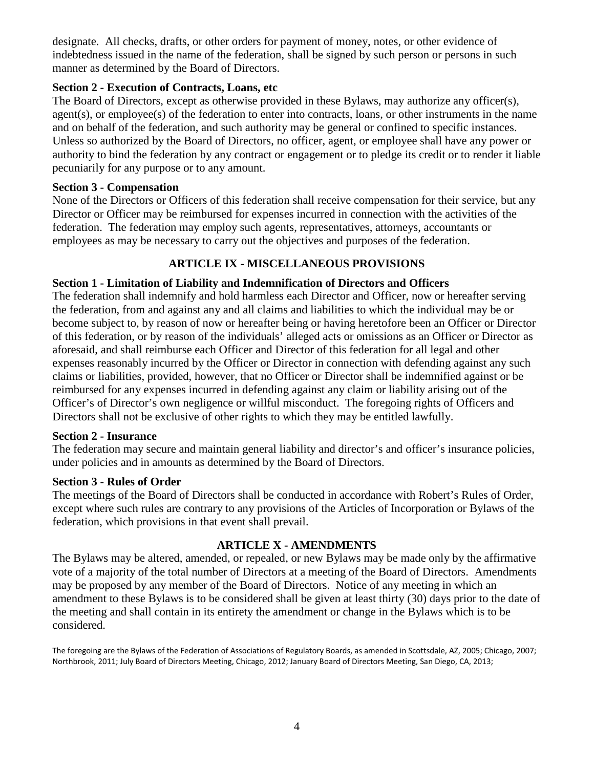designate. All checks, drafts, or other orders for payment of money, notes, or other evidence of indebtedness issued in the name of the federation, shall be signed by such person or persons in such manner as determined by the Board of Directors.

**Section 2 - Execution of Contracts, Loans, etc**

The Board of Directors, except as otherwise provided in these Bylaws, may authorize any officer(s), agent(s), or employee(s) of the federation to enter into contracts, loans, or other instruments in the name and on behalf of the federation, and such authority may be general or confined to specific instances. Unless so authorized by the Board of Directors, no officer, agent, or employee shall have any power or authority to bind the federation by any contract or engagement or to pledge its credit or to render it liable pecuniarily for any purpose or to any amount.

**Section 3 - Compensation**

None of the Directors or Officers of this federation shall receive compensation for their service, but any Director or Officer may be reimbursed for expenses incurred in connection with the activities of the federation. The federation may employ such agents, representatives, attorneys, accountants or employees as may be necessary to carry out the objectives and purposes of the federation.

## ARTICLE IX - MISCELLANEOUS PROVISIONS

**Section 1 - Limitation of Liability and Indemnification of Directors and Officers**

The federation shall indemnify and hold harmless each Director and Officer, now or hereafter serving the federation, from and against any and all claims and liabilities to which the individual may be or become subject to, by reason of now or hereafter being or having heretofore been an Officer or Director of this federation, or by reason of the individuals' alleged acts or omissions as an Officer or Director as aforesaid, and shall reimburse each Officer and Director of this federation for all legal and other expenses reasonably incurred by the Officer or Director in connection with defending against any such claims or liabilities, provided, however, that no Officer or Director shall be indemnified against or be reimbursed for any expenses incurred in defending against any claim or liability arising out of the Officer's of Director's own negligence or willful misconduct. The foregoing rights of Officers and Directors shall not be exclusive of other rights to which they may be entitled lawfully.

**Section 2 - Insurance**

The federation may secure and maintain general liability and director's and officer's insurance policies, under policies and in amounts as determined by the Board of Directors.

**Section 3 - Rules of Order**

The meetings of the Board of Directors shall be conducted in accordance with Robert's Rules of Order, except where such rules are contrary to any provisions of the Articles of Incorporation or Bylaws of the federation, which provisions in that event shall prevail.

## ARTICLE X - AMENDMENTS

The Bylaws may be altered, amended, or repealed, or new Bylaws may be made only by the affirmative vote of a majority of the total number of Directors at a meeting of the Board of Directors. Amendments may be proposed by any member of the Board of Directors. Notice of any meeting in which an amendment to these Bylaws is to be considered shall be given at least thirty (30) days prior to the date of the meeting and shall contain in its entirety the amendment or change in the Bylaws which is to be considered.

The foregoing are the Bylaws of the Federation of Associations of Regulatory Boards, as amended in Scottsdale, AZ, 2005; Chicago, 2007; Northbrook, 2011; July Board of Directors Meeting, Chicago, 2012; January Board of Directors Meeting, San Diego, CA, 2013;